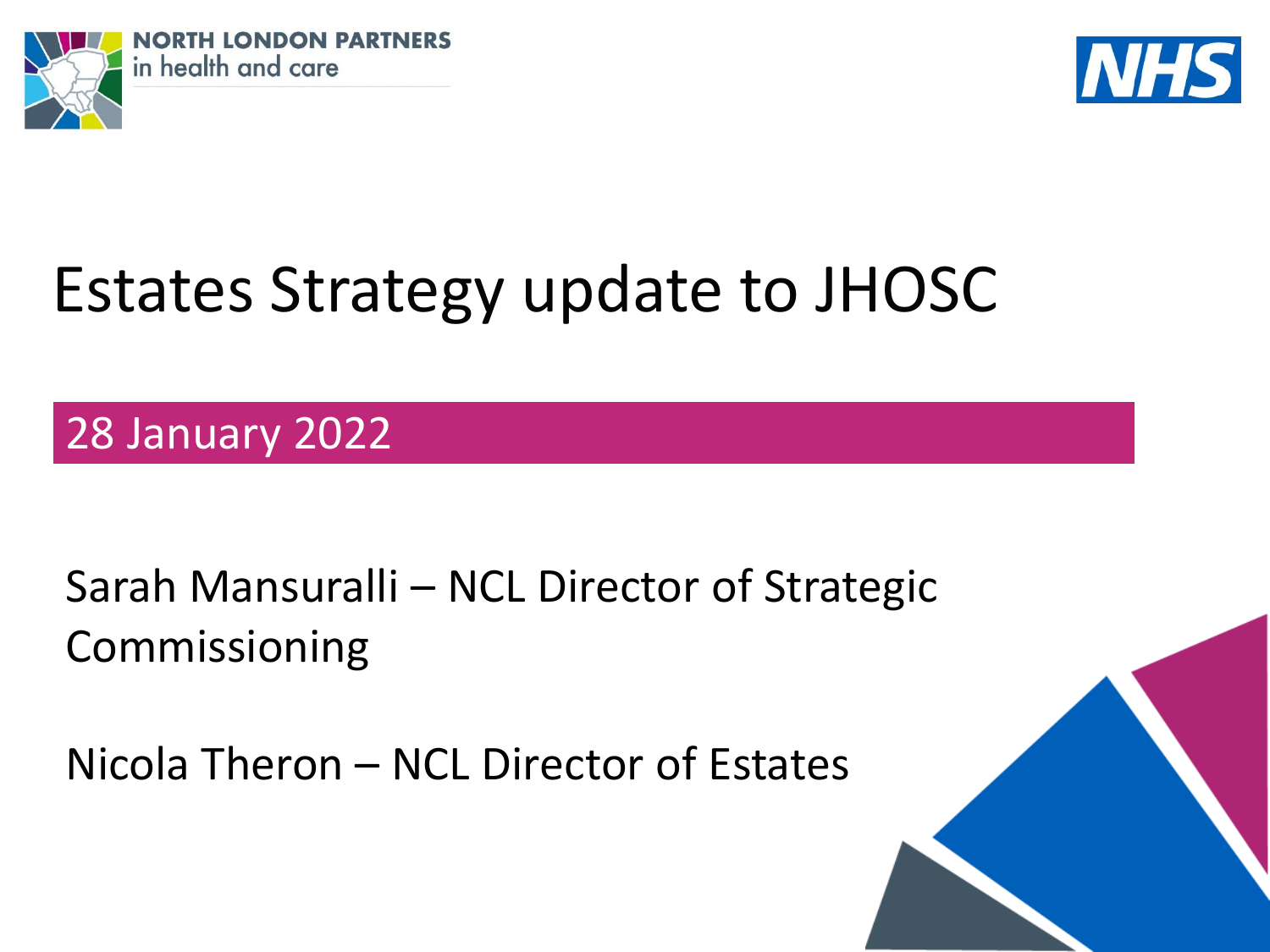NORTH LONDON PARTNERS
in health and care

NHS

# Estates Strategy update to JHOSC

28 January 2022

Sarah Mansuralli – NCL Director of Strategic Commissioning

Nicola Theron – NCL Director of Estates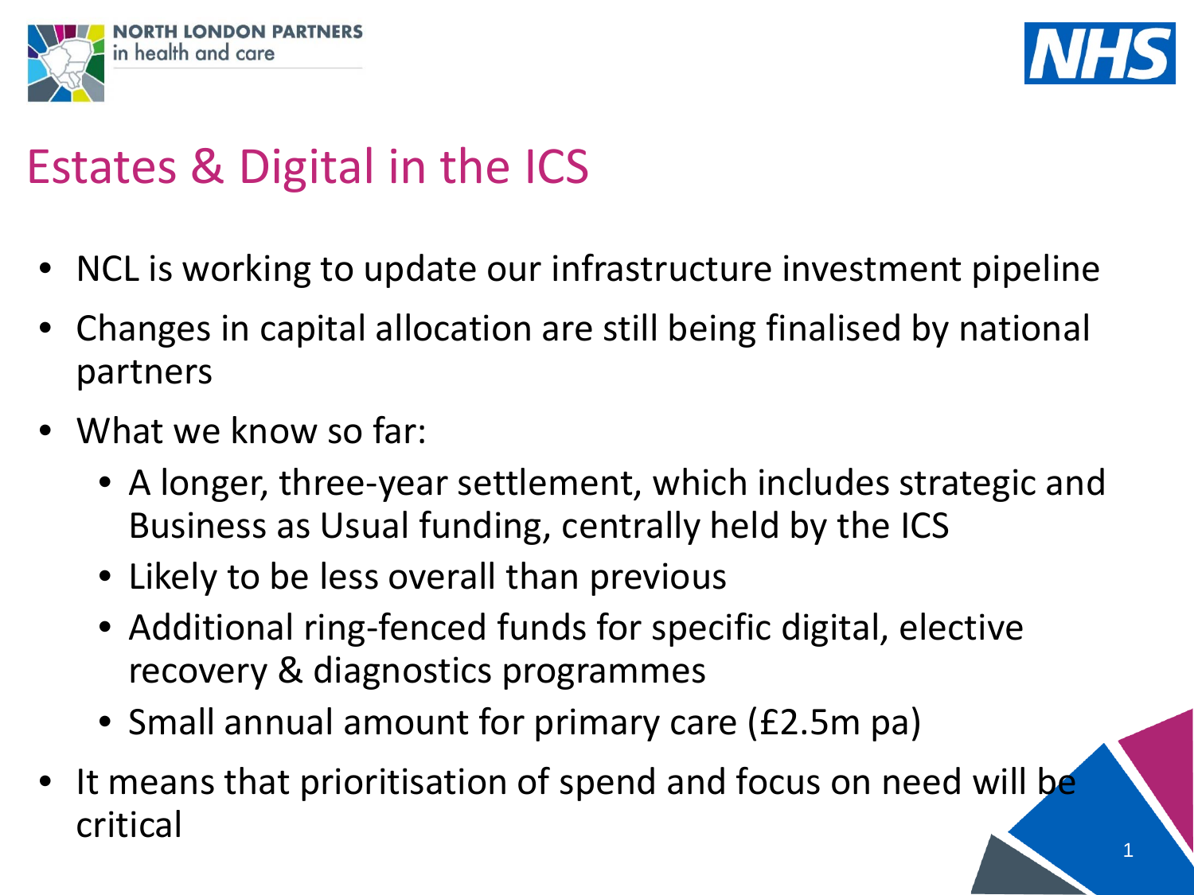# Estates & Digital in the ICS

- NCL is working to update our infrastructure investment pipeline
- Changes in capital allocation are still being finalised by national partners
- What we know so far:
  - A longer, three-year settlement, which includes strategic and Business as Usual funding, centrally held by the ICS
  - Likely to be less overall than previous
  - Additional ring-fenced funds for specific digital, elective recovery & diagnostics programmes
  - Small annual amount for primary care (£2.5m pa)
- It means that prioritisation of spend and focus on need will be critical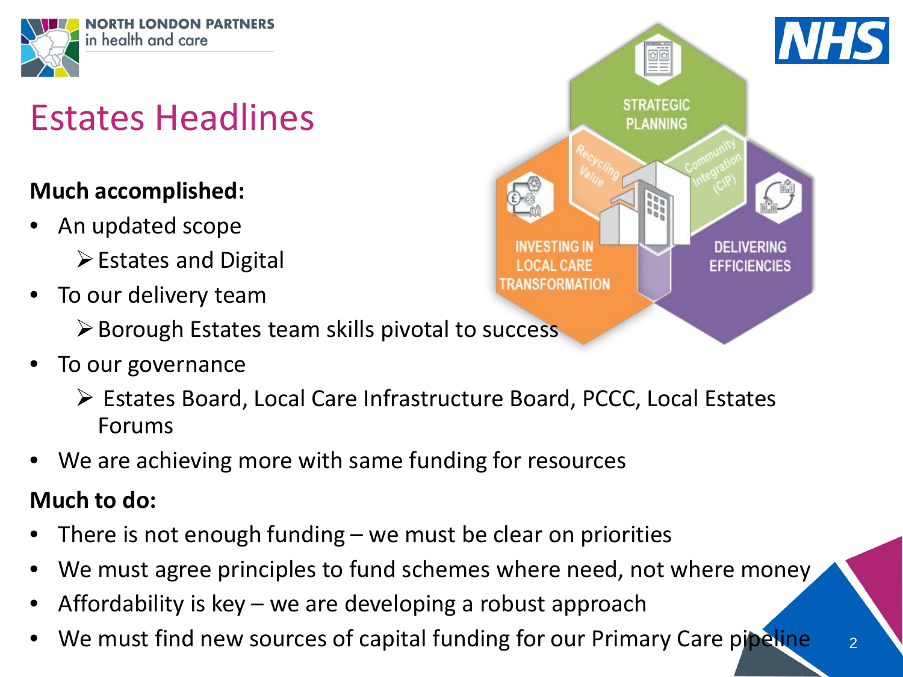# Estates Headlines

**Much accomplished:**

- An updated scope
  - Estates and Digital
- To our delivery team
  - Borough Estates team skills pivotal to success
- To our governance
  - Estates Board, Local Care Infrastructure Board, PCCC, Local Estates Forums
- We are achieving more with same funding for resources

**Much to do:**

- There is not enough funding – we must be clear on priorities
- We must agree principles to fund schemes where need, not where money
- Affordability is key – we are developing a robust approach
- We must find new sources of capital funding for our Primary Care pipeline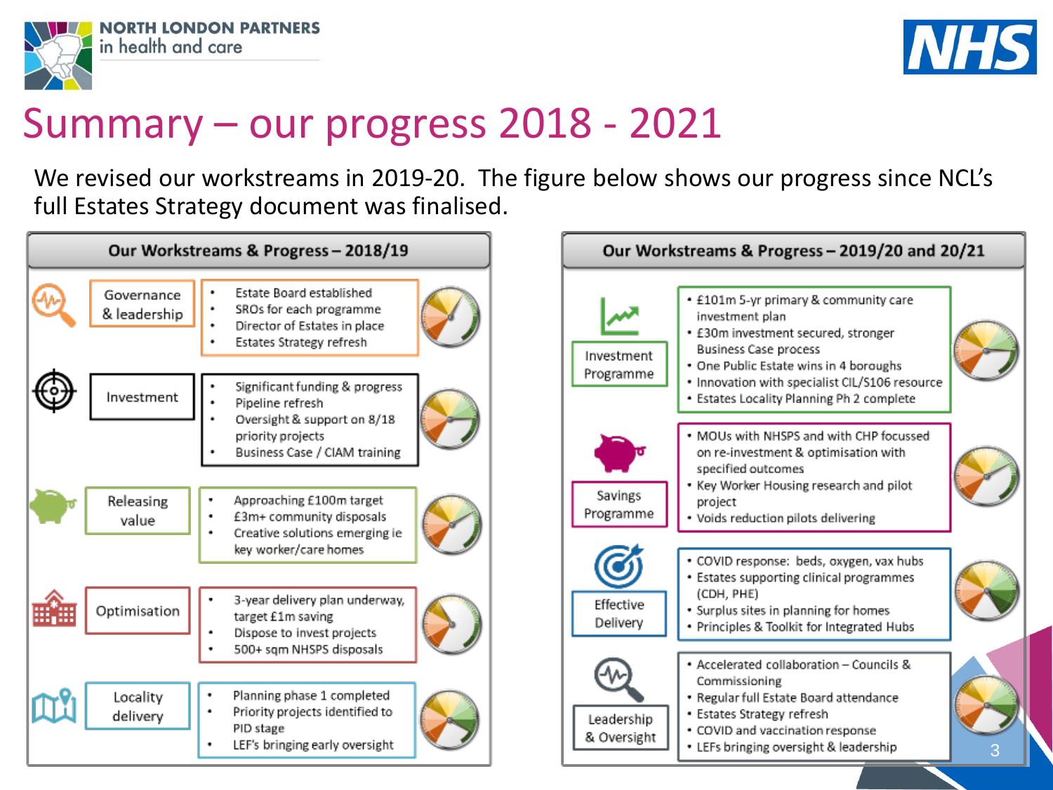# Summary – our progress 2018 - 2021

We revised our workstreams in 2019-20. The figure below shows our progress since NCL's full Estates Strategy document was finalised.

## Our Workstreams & Progress – 2018/19

| Workstream | Progress |
| --- | --- |
| Governance & leadership | • Estate Board established<br>• SROs for each programme<br>• Director of Estates in place<br>• Estates Strategy refresh |
| Investment | • Significant funding & progress<br>• Pipeline refresh<br>• Oversight & support on 8/18 priority projects<br>• Business Case / CIAM training |
| Releasing value | • Approaching £100m target<br>• £3m+ community disposals<br>• Creative solutions emerging ie key worker/care homes |
| Optimisation | • 3-year delivery plan underway, target £1m saving<br>• Dispose to invest projects<br>• 500+ sqm NHSPS disposals |
| Locality delivery | • Planning phase 1 completed<br>• Priority projects identified to PID stage<br>• LEF's bringing early oversight |

## Our Workstreams & Progress – 2019/20 and 20/21

| Workstream | Progress |
| --- | --- |
| Investment Programme | • £101m 5-yr primary & community care investment plan<br>• £30m investment secured, stronger Business Case process<br>• One Public Estate wins in 4 boroughs<br>• Innovation with specialist CIL/S106 resource<br>• Estates Locality Planning Ph 2 complete |
| Savings Programme | • MOUs with NHSPS and with CHP focussed on re-investment & optimisation with specified outcomes<br>• Key Worker Housing research and pilot project<br>• Voids reduction pilots delivering |
| Effective Delivery | • COVID response: beds, oxygen, vax hubs<br>• Estates supporting clinical programmes (CDH, PHE)<br>• Surplus sites in planning for homes<br>• Principles & Toolkit for Integrated Hubs |
| Leadership & Oversight | • Accelerated collaboration – Councils & Commissioning<br>• Regular full Estate Board attendance<br>• Estates Strategy refresh<br>• COVID and vaccination response<br>• LEFs bringing oversight & leadership |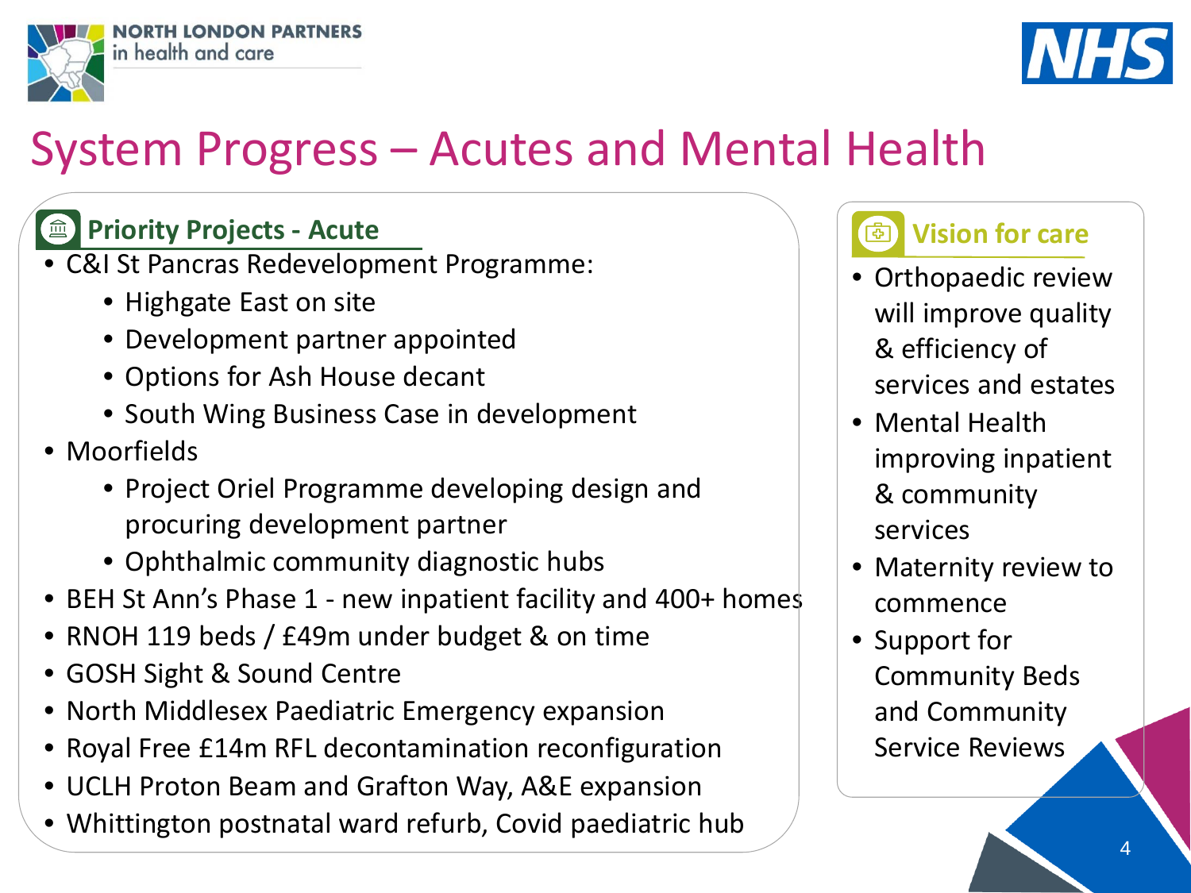# System Progress – Acutes and Mental Health

## Priority Projects - Acute

- C&I St Pancras Redevelopment Programme:
  - Highgate East on site
  - Development partner appointed
  - Options for Ash House decant
  - South Wing Business Case in development
- Moorfields
  - Project Oriel Programme developing design and procuring development partner
  - Ophthalmic community diagnostic hubs
- BEH St Ann's Phase 1 - new inpatient facility and 400+ homes
- RNOH 119 beds / £49m under budget & on time
- GOSH Sight & Sound Centre
- North Middlesex Paediatric Emergency expansion
- Royal Free £14m RFL decontamination reconfiguration
- UCLH Proton Beam and Grafton Way, A&E expansion
- Whittington postnatal ward refurb, Covid paediatric hub

## Vision for care

- Orthopaedic review will improve quality & efficiency of services and estates
- Mental Health improving inpatient & community services
- Maternity review to commence
- Support for Community Beds and Community Service Reviews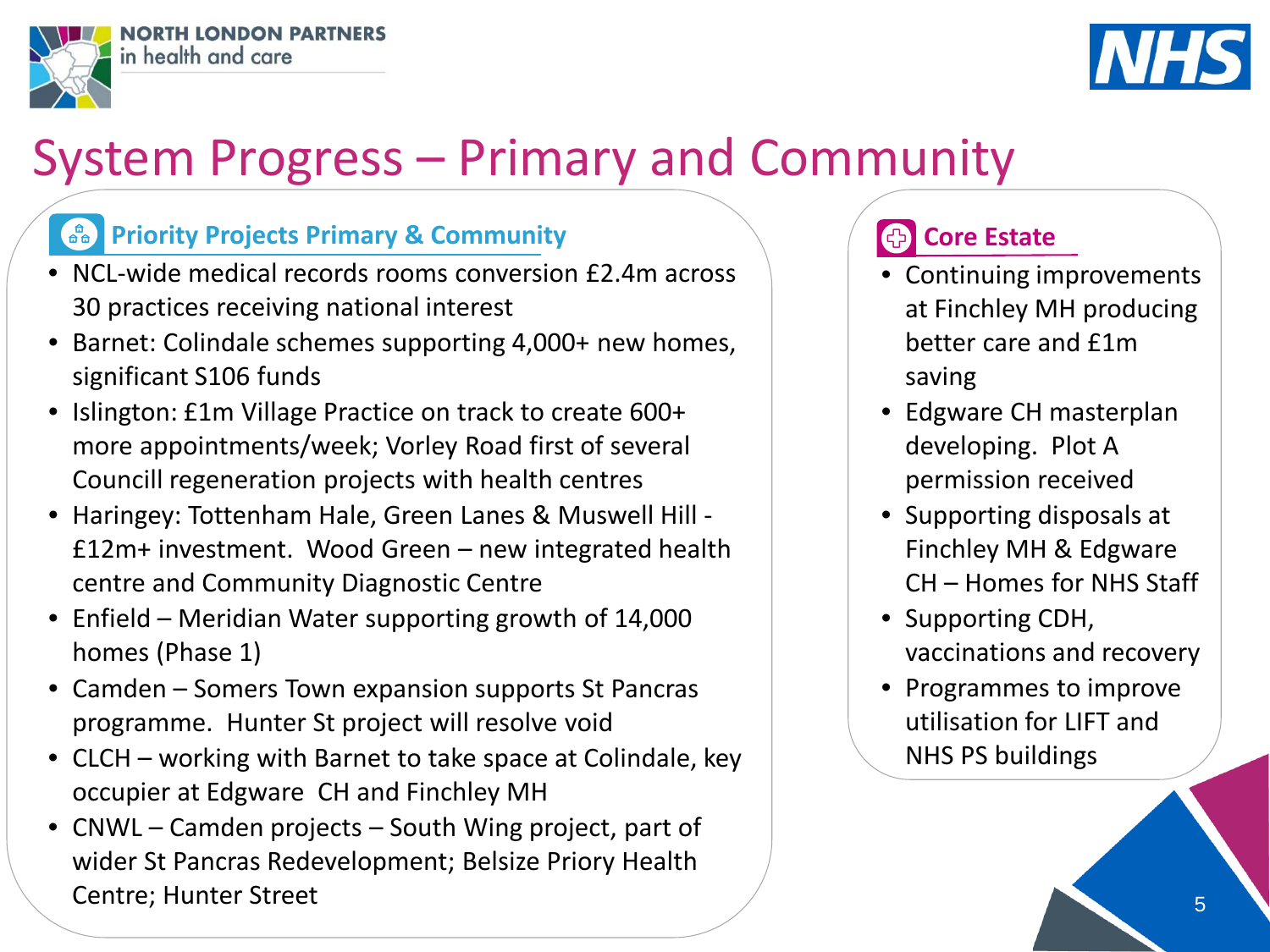# System Progress – Primary and Community

## Priority Projects Primary & Community

- NCL-wide medical records rooms conversion £2.4m across 30 practices receiving national interest
- Barnet: Colindale schemes supporting 4,000+ new homes, significant S106 funds
- Islington: £1m Village Practice on track to create 600+ more appointments/week; Vorley Road first of several Councill regeneration projects with health centres
- Haringey: Tottenham Hale, Green Lanes & Muswell Hill - £12m+ investment. Wood Green – new integrated health centre and Community Diagnostic Centre
- Enfield – Meridian Water supporting growth of 14,000 homes (Phase 1)
- Camden – Somers Town expansion supports St Pancras programme. Hunter St project will resolve void
- CLCH – working with Barnet to take space at Colindale, key occupier at Edgware CH and Finchley MH
- CNWL – Camden projects – South Wing project, part of wider St Pancras Redevelopment; Belsize Priory Health Centre; Hunter Street

## Core Estate

- Continuing improvements at Finchley MH producing better care and £1m saving
- Edgware CH masterplan developing. Plot A permission received
- Supporting disposals at Finchley MH & Edgware CH – Homes for NHS Staff
- Supporting CDH, vaccinations and recovery
- Programmes to improve utilisation for LIFT and NHS PS buildings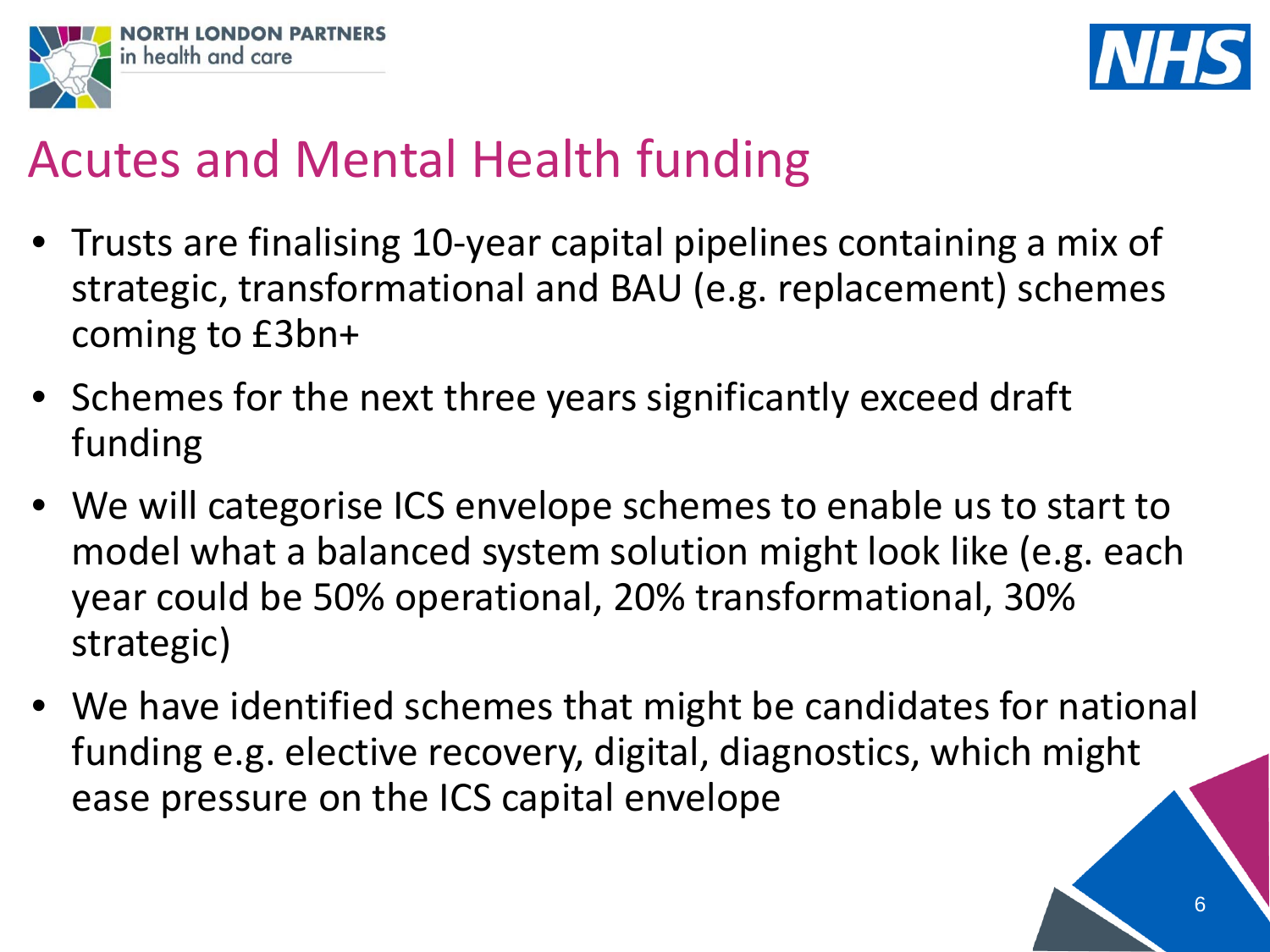# Acutes and Mental Health funding

- Trusts are finalising 10-year capital pipelines containing a mix of strategic, transformational and BAU (e.g. replacement) schemes coming to £3bn+
- Schemes for the next three years significantly exceed draft funding
- We will categorise ICS envelope schemes to enable us to start to model what a balanced system solution might look like (e.g. each year could be 50% operational, 20% transformational, 30% strategic)
- We have identified schemes that might be candidates for national funding e.g. elective recovery, digital, diagnostics, which might ease pressure on the ICS capital envelope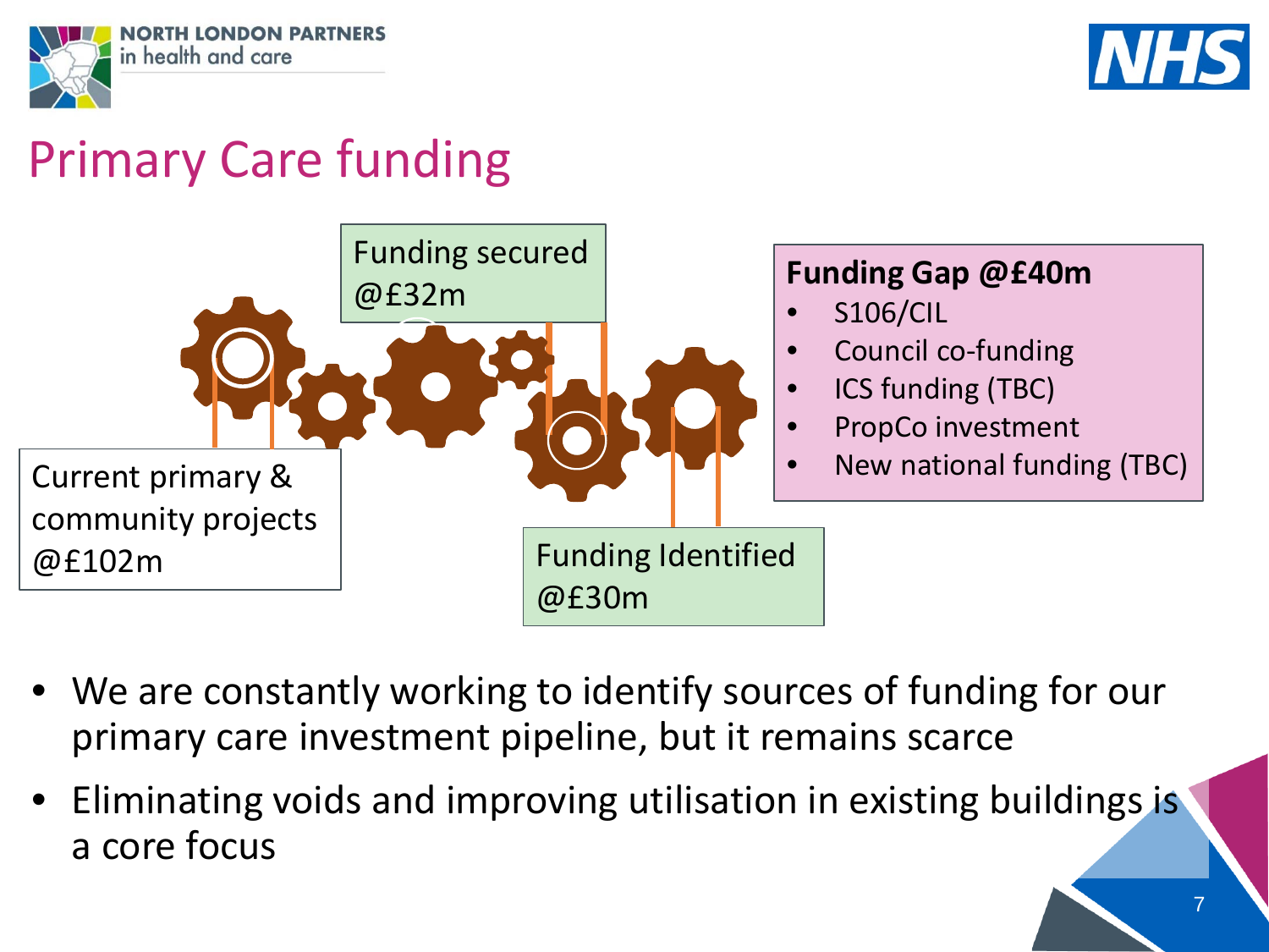# Primary Care funding

Current primary & community projects @£102m

Funding secured @£32m

Funding Identified @£30m

**Funding Gap @£40m**

- S106/CIL
- Council co-funding
- ICS funding (TBC)
- PropCo investment
- New national funding (TBC)

- We are constantly working to identify sources of funding for our primary care investment pipeline, but it remains scarce
- Eliminating voids and improving utilisation in existing buildings is a core focus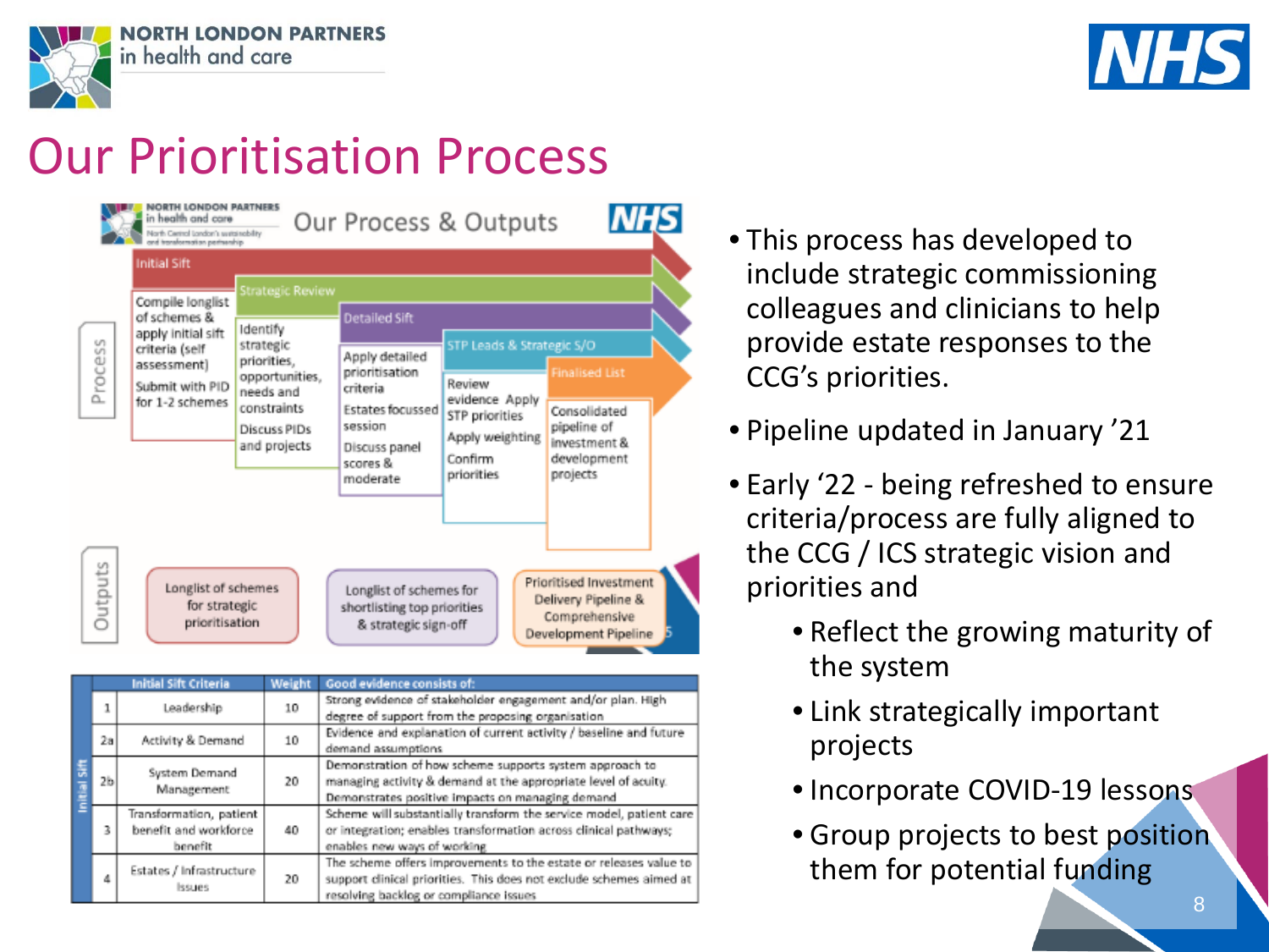# Our Prioritisation Process

## Our Process & Outputs

**Process**

- **Initial Sift**
  - Compile longlist of schemes & apply initial sift criteria (self assessment)
  - Submit with PID for 1-2 schemes
- **Strategic Review**
  - Identify strategic priorities, opportunities, needs and constraints
  - Discuss PIDs and projects
- **Detailed Sift**
  - Apply detailed prioritisation criteria
  - Estates focussed session
  - Discuss panel scores & moderate
- **STP Leads & Strategic S/O**
  - Review evidence. Apply STP priorities
  - Apply weighting
  - Confirm priorities
- **Finalised List**
  - Consolidated pipeline of investment & development projects

**Outputs**

- Longlist of schemes for strategic prioritisation
- Longlist of schemes for shortlisting top priorities & strategic sign-off
- Prioritised Investment Delivery Pipeline & Comprehensive Development Pipeline

| | | Initial Sift Criteria | Weight | Good evidence consists of: |
|---|---|---|---|---|
| Initial Sift | 1 | Leadership | 10 | Strong evidence of stakeholder engagement and/or plan. High degree of support from the proposing organisation |
| | 2a | Activity & Demand | 10 | Evidence and explanation of current activity / baseline and future demand assumptions |
| | 2b | System Demand Management | 20 | Demonstration of how scheme supports system approach to managing activity & demand at the appropriate level of acuity. Demonstrates positive impacts on managing demand |
| | 3 | Transformation, patient benefit and workforce benefit | 40 | Scheme will substantially transform the service model, patient care or integration; enables transformation across clinical pathways; enables new ways of working |
| | 4 | Estates / Infrastructure Issues | 20 | The scheme offers improvements to the estate or releases value to support clinical priorities. This does not exclude schemes aimed at resolving backlog or compliance issues |

- This process has developed to include strategic commissioning colleagues and clinicians to help provide estate responses to the CCG's priorities.
- Pipeline updated in January '21
- Early '22 - being refreshed to ensure criteria/process are fully aligned to the CCG / ICS strategic vision and priorities and
  - Reflect the growing maturity of the system
  - Link strategically important projects
  - Incorporate COVID-19 lessons
  - Group projects to best position them for potential funding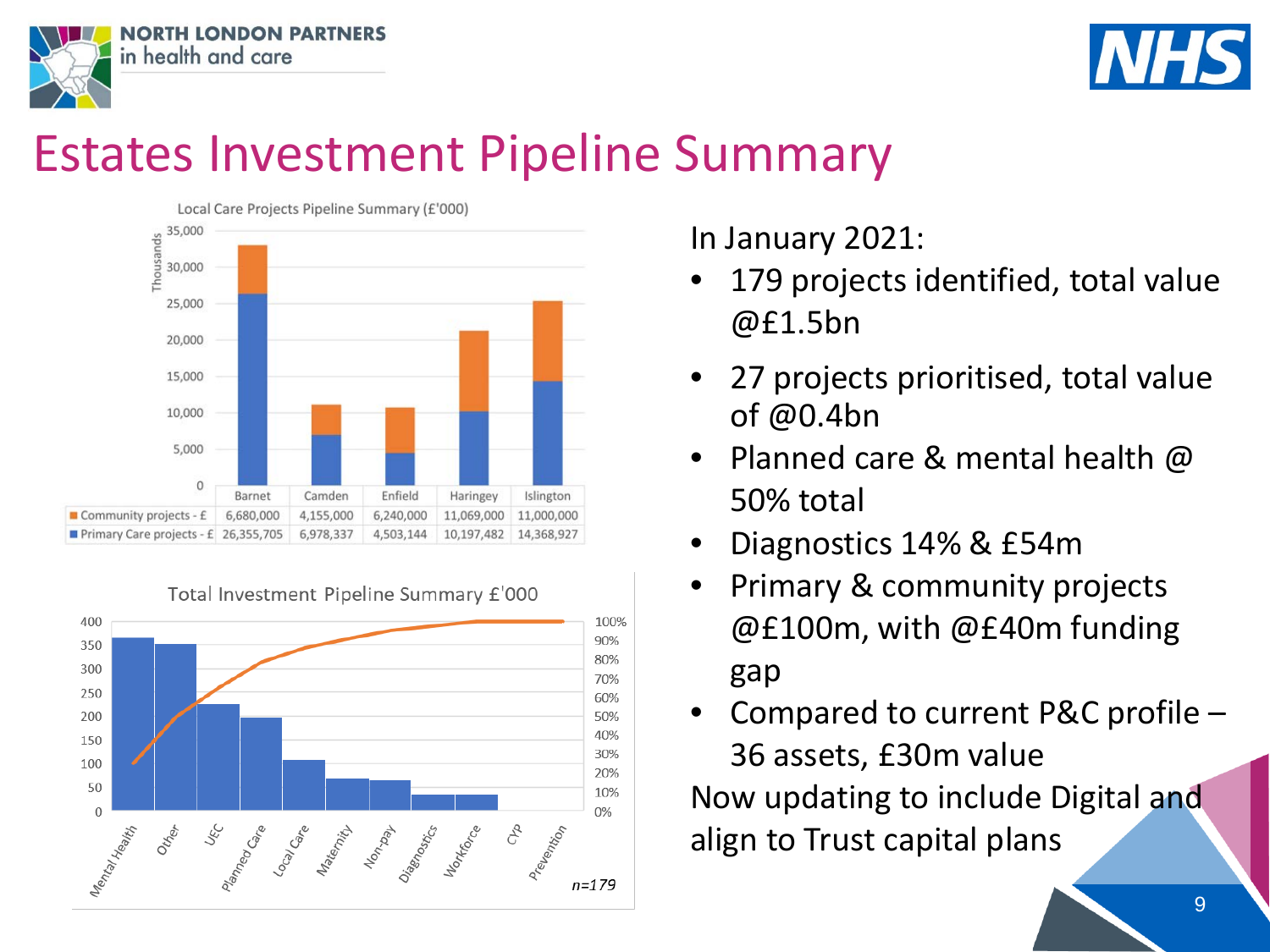# Estates Investment Pipeline Summary

Local Care Projects Pipeline Summary (£'000)

| | Barnet | Camden | Enfield | Haringey | Islington |
|---|---|---|---|---|---|
| Community projects - £ | 6,680,000 | 4,155,000 | 6,240,000 | 11,069,000 | 11,000,000 |
| Primary Care projects - £ | 26,355,705 | 6,978,337 | 4,503,144 | 10,197,482 | 14,368,927 |

Total Investment Pipeline Summary £'000

Categories: Mental Health, Other, UEC, Planned Care, Local Care, Maternity, Non-pay, Diagnostics, Workforce, CYP, Prevention

*n=179*

In January 2021:

- 179 projects identified, total value @£1.5bn
- 27 projects prioritised, total value of @0.4bn
- Planned care & mental health @ 50% total
- Diagnostics 14% & £54m
- Primary & community projects @£100m, with @£40m funding gap
- Compared to current P&C profile – 36 assets, £30m value

Now updating to include Digital and align to Trust capital plans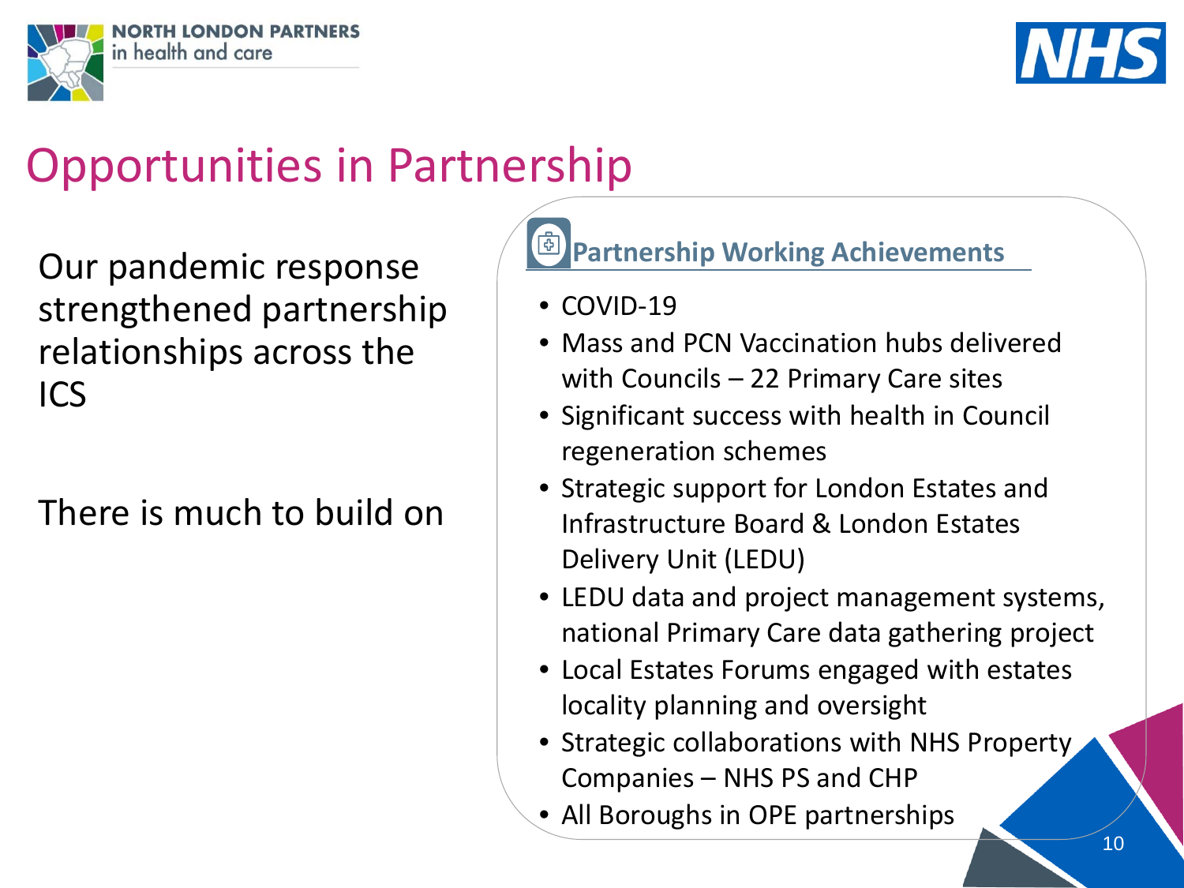# Opportunities in Partnership

Our pandemic response strengthened partnership relationships across the ICS

There is much to build on

## Partnership Working Achievements

- COVID-19
- Mass and PCN Vaccination hubs delivered with Councils – 22 Primary Care sites
- Significant success with health in Council regeneration schemes
- Strategic support for London Estates and Infrastructure Board & London Estates Delivery Unit (LEDU)
- LEDU data and project management systems, national Primary Care data gathering project
- Local Estates Forums engaged with estates locality planning and oversight
- Strategic collaborations with NHS Property Companies – NHS PS and CHP
- All Boroughs in OPE partnerships